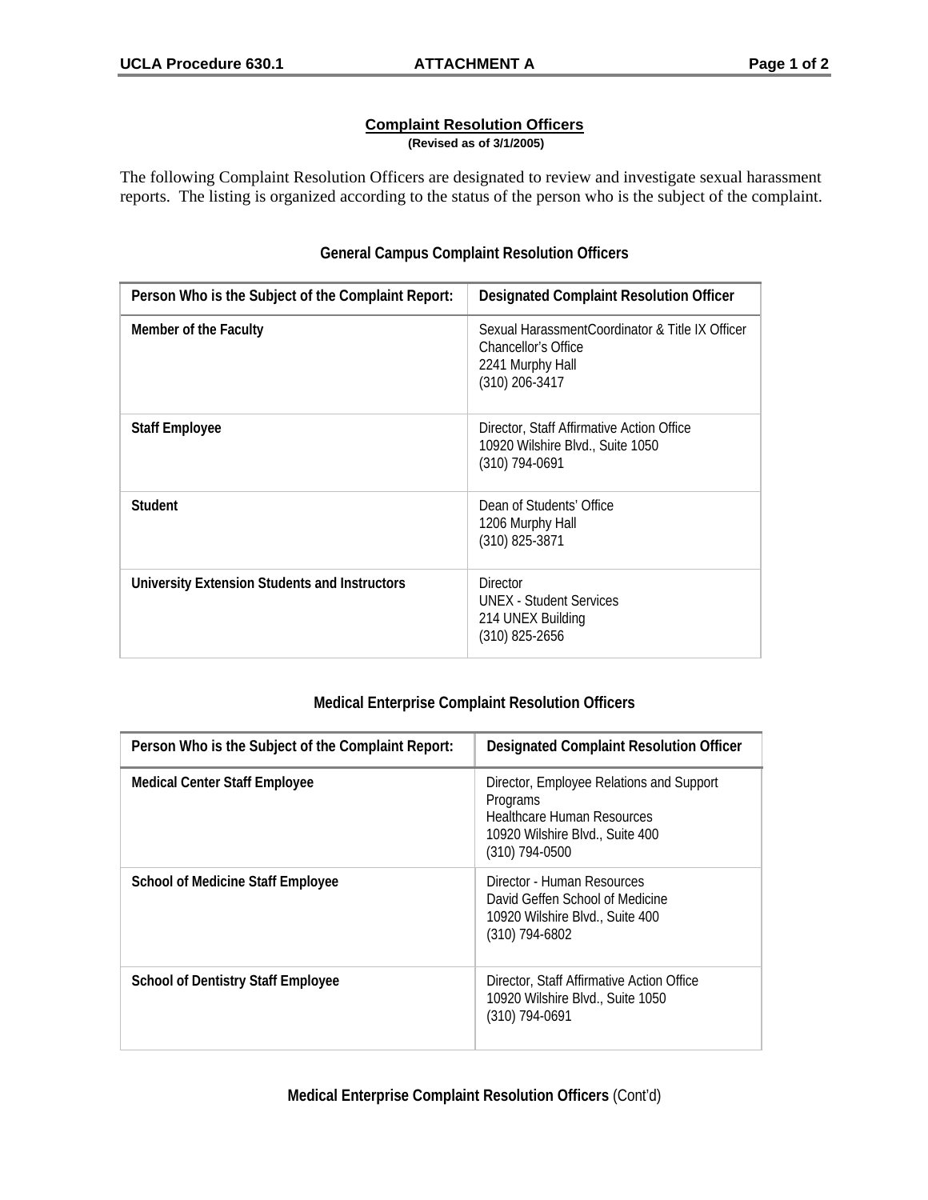## Complaint Resolution Officers

**(Revised as of 3/1/2005)**

The following Complaint Resolution Officers are designated to review and investigate sexual harassment reports. The listing is organized according to the status of the person who is the subject of the complaint.

### General Campus Complaint Resolution Officers

| Person Who is the Subject of the Complaint Report: | Designated Complaint Resolution Officer |
|---|---|
| **Member of the Faculty** | Sexual HarassmentCoordinator & Title IX Officer<br>Chancellor's Office<br>2241 Murphy Hall<br>(310) 206-3417 |
| **Staff Employee** | Director, Staff Affirmative Action Office<br>10920 Wilshire Blvd., Suite 1050<br>(310) 794-0691 |
| **Student** | Dean of Students' Office<br>1206 Murphy Hall<br>(310) 825-3871 |
| **University Extension Students and Instructors** | Director<br>UNEX - Student Services<br>214 UNEX Building<br>(310) 825-2656 |

### Medical Enterprise Complaint Resolution Officers

| Person Who is the Subject of the Complaint Report: | Designated Complaint Resolution Officer |
|---|---|
| **Medical Center Staff Employee** | Director, Employee Relations and Support Programs<br>Healthcare Human Resources<br>10920 Wilshire Blvd., Suite 400<br>(310) 794-0500 |
| **School of Medicine Staff Employee** | Director - Human Resources<br>David Geffen School of Medicine<br>10920 Wilshire Blvd., Suite 400<br>(310) 794-6802 |
| **School of Dentistry Staff Employee** | Director, Staff Affirmative Action Office<br>10920 Wilshire Blvd., Suite 1050<br>(310) 794-0691 |

### Medical Enterprise Complaint Resolution Officers (Cont'd)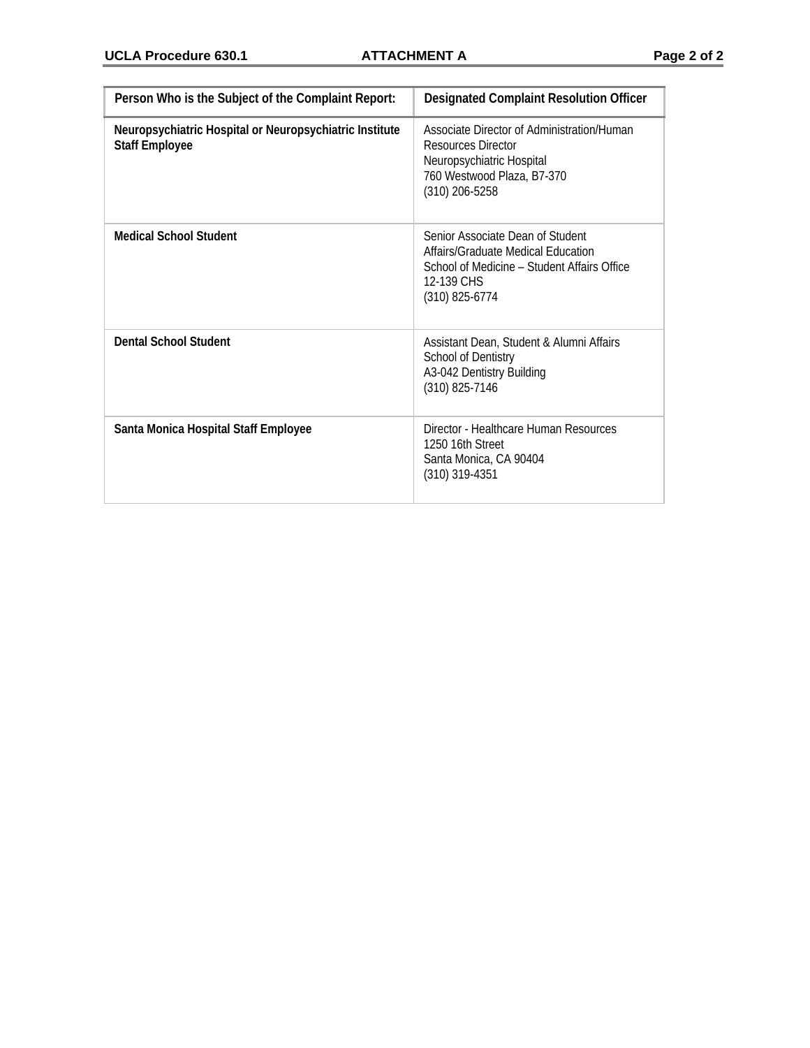| Person Who is the Subject of the Complaint Report: | Designated Complaint Resolution Officer |
|---|---|
| **Neuropsychiatric Hospital or Neuropsychiatric Institute Staff Employee** | Associate Director of Administration/Human Resources Director<br>Neuropsychiatric Hospital<br>760 Westwood Plaza, B7-370<br>(310) 206-5258 |
| **Medical School Student** | Senior Associate Dean of Student Affairs/Graduate Medical Education<br>School of Medicine – Student Affairs Office<br>12-139 CHS<br>(310) 825-6774 |
| **Dental School Student** | Assistant Dean, Student & Alumni Affairs<br>School of Dentistry<br>A3-042 Dentistry Building<br>(310) 825-7146 |
| **Santa Monica Hospital Staff Employee** | Director - Healthcare Human Resources<br>1250 16th Street<br>Santa Monica, CA 90404<br>(310) 319-4351 |